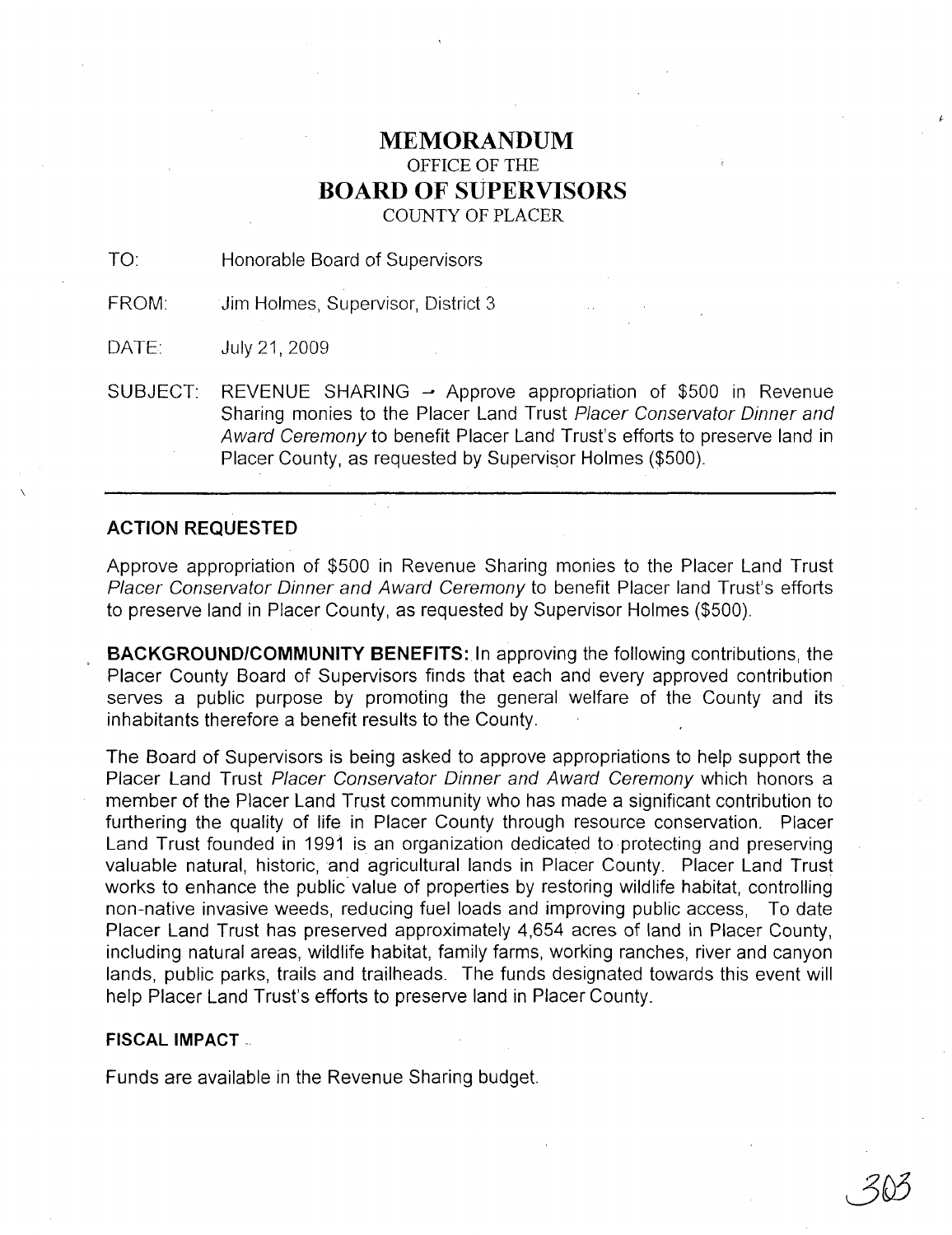# MEMORANDUM

OFFICE OF THE

# BOARD OF SUPERVISORS

COUNTY OF PLACER

TO: Honorable Board of Supervisors

FROM: Jim Holmes, Supervisor, District 3

DATE: July 21, 2009

SUBJECT: REVENUE SHARING – Approve appropriation of $500 in Revenue Sharing monies to the Placer Land Trust *Placer Conservator Dinner and Award Ceremony* to benefit Placer Land Trust's efforts to preserve land in Placer County, as requested by Supervisor Holmes ($500).

---

**ACTION REQUESTED**

Approve appropriation of $500 in Revenue Sharing monies to the Placer Land Trust *Placer Conservator Dinner and Award Ceremony* to benefit Placer land Trust's efforts to preserve land in Placer County, as requested by Supervisor Holmes ($500).

**BACKGROUND/COMMUNITY BENEFITS:** In approving the following contributions, the Placer County Board of Supervisors finds that each and every approved contribution serves a public purpose by promoting the general welfare of the County and its inhabitants therefore a benefit results to the County.

The Board of Supervisors is being asked to approve appropriations to help support the Placer Land Trust *Placer Conservator Dinner and Award Ceremony* which honors a member of the Placer Land Trust community who has made a significant contribution to furthering the quality of life in Placer County through resource conservation. Placer Land Trust founded in 1991 is an organization dedicated to protecting and preserving valuable natural, historic, and agricultural lands in Placer County. Placer Land Trust works to enhance the public value of properties by restoring wildlife habitat, controlling non-native invasive weeds, reducing fuel loads and improving public access, To date Placer Land Trust has preserved approximately 4,654 acres of land in Placer County, including natural areas, wildlife habitat, family farms, working ranches, river and canyon lands, public parks, trails and trailheads. The funds designated towards this event will help Placer Land Trust's efforts to preserve land in Placer County.

**FISCAL IMPACT**

Funds are available in the Revenue Sharing budget.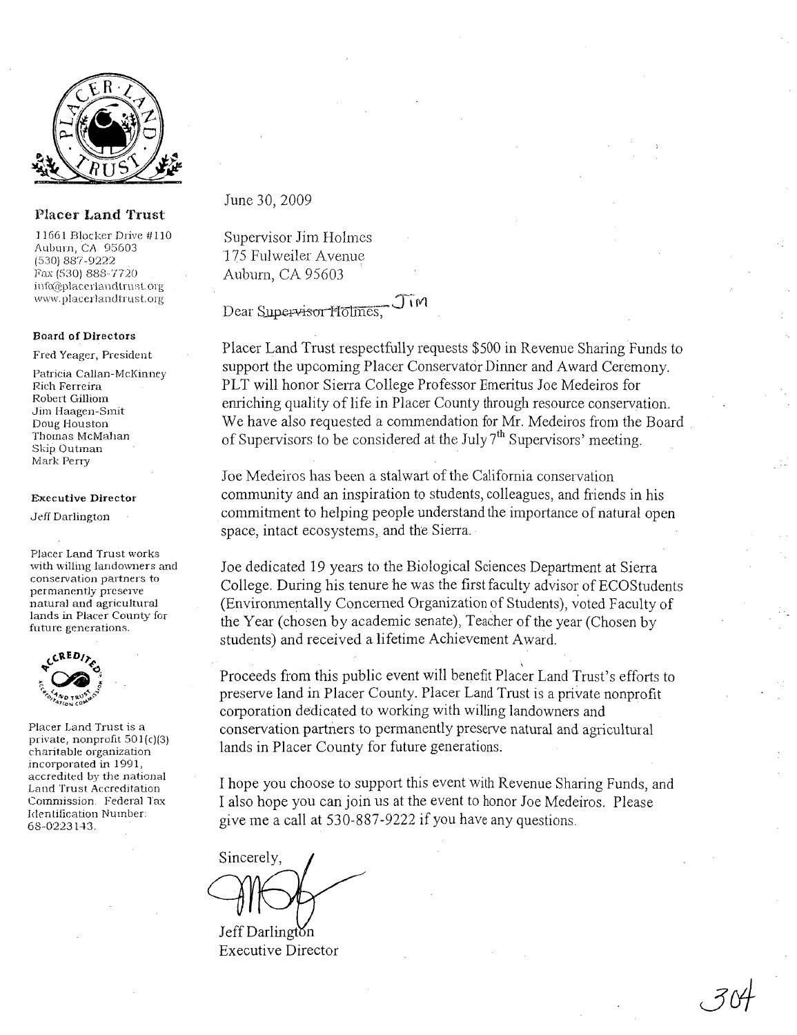**Placer Land Trust**

11661 Blocker Drive #110
Auburn, CA 95603
(530) 887-9222
Fax (530) 888-7720
info@placerlandtrust.org
www.placerlandtrust.org

**Board of Directors**

Fred Yeager, President

Patricia Callan-McKinney
Rich Ferreira
Robert Gilliom
Jim Haagen-Smit
Doug Houston
Thomas McMahan
Skip Outman
Mark Perry

**Executive Director**

Jeff Darlington

Placer Land Trust works with willing landowners and conservation partners to permanently preserve natural and agricultural lands in Placer County for future generations.

Placer Land Trust is a private, nonprofit 501(c)(3) charitable organization incorporated in 1991, accredited by the national Land Trust Accreditation Commission. Federal Tax Identification Number: 68-0223143.

---

June 30, 2009

Supervisor Jim Holmes
175 Fulweiler Avenue
Auburn, CA 95603

Dear ~~Supervisor Holmes,~~ Jim

Placer Land Trust respectfully requests $500 in Revenue Sharing Funds to support the upcoming Placer Conservator Dinner and Award Ceremony. PLT will honor Sierra College Professor Emeritus Joe Medeiros for enriching quality of life in Placer County through resource conservation. We have also requested a commendation for Mr. Medeiros from the Board of Supervisors to be considered at the July 7th Supervisors' meeting.

Joe Medeiros has been a stalwart of the California conservation community and an inspiration to students, colleagues, and friends in his commitment to helping people understand the importance of natural open space, intact ecosystems, and the Sierra.

Joe dedicated 19 years to the Biological Sciences Department at Sierra College. During his tenure he was the first faculty advisor of ECOStudents (Environmentally Concerned Organization of Students), voted Faculty of the Year (chosen by academic senate), Teacher of the year (Chosen by students) and received a lifetime Achievement Award.

Proceeds from this public event will benefit Placer Land Trust's efforts to preserve land in Placer County. Placer Land Trust is a private nonprofit corporation dedicated to working with willing landowners and conservation partners to permanently preserve natural and agricultural lands in Placer County for future generations.

I hope you choose to support this event with Revenue Sharing Funds, and I also hope you can join us at the event to honor Joe Medeiros. Please give me a call at 530-887-9222 if you have any questions.

Sincerely,

Jeff Darlington
Executive Director